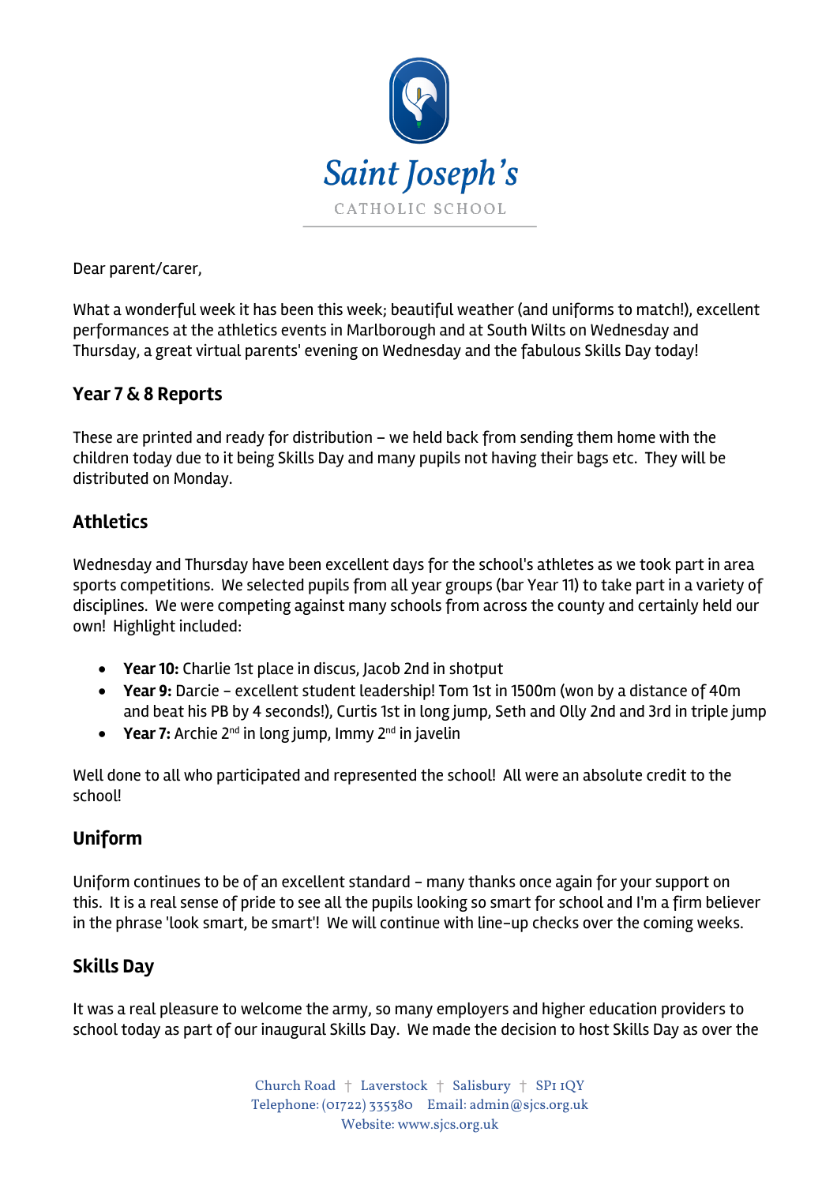Saint Joseph's
CATHOLIC SCHOOL

Dear parent/carer,

What a wonderful week it has been this week; beautiful weather (and uniforms to match!), excellent performances at the athletics events in Marlborough and at South Wilts on Wednesday and Thursday, a great virtual parents' evening on Wednesday and the fabulous Skills Day today!

## Year 7 & 8 Reports

These are printed and ready for distribution – we held back from sending them home with the children today due to it being Skills Day and many pupils not having their bags etc. They will be distributed on Monday.

## Athletics

Wednesday and Thursday have been excellent days for the school's athletes as we took part in area sports competitions. We selected pupils from all year groups (bar Year 11) to take part in a variety of disciplines. We were competing against many schools from across the county and certainly held our own! Highlight included:

- **Year 10:** Charlie 1st place in discus, Jacob 2nd in shotput
- **Year 9:** Darcie – excellent student leadership! Tom 1st in 1500m (won by a distance of 40m and beat his PB by 4 seconds!), Curtis 1st in long jump, Seth and Olly 2nd and 3rd in triple jump
- **Year 7:** Archie 2nd in long jump, Immy 2nd in javelin

Well done to all who participated and represented the school! All were an absolute credit to the school!

## Uniform

Uniform continues to be of an excellent standard - many thanks once again for your support on this. It is a real sense of pride to see all the pupils looking so smart for school and I'm a firm believer in the phrase 'look smart, be smart'! We will continue with line-up checks over the coming weeks.

## Skills Day

It was a real pleasure to welcome the army, so many employers and higher education providers to school today as part of our inaugural Skills Day. We made the decision to host Skills Day as over the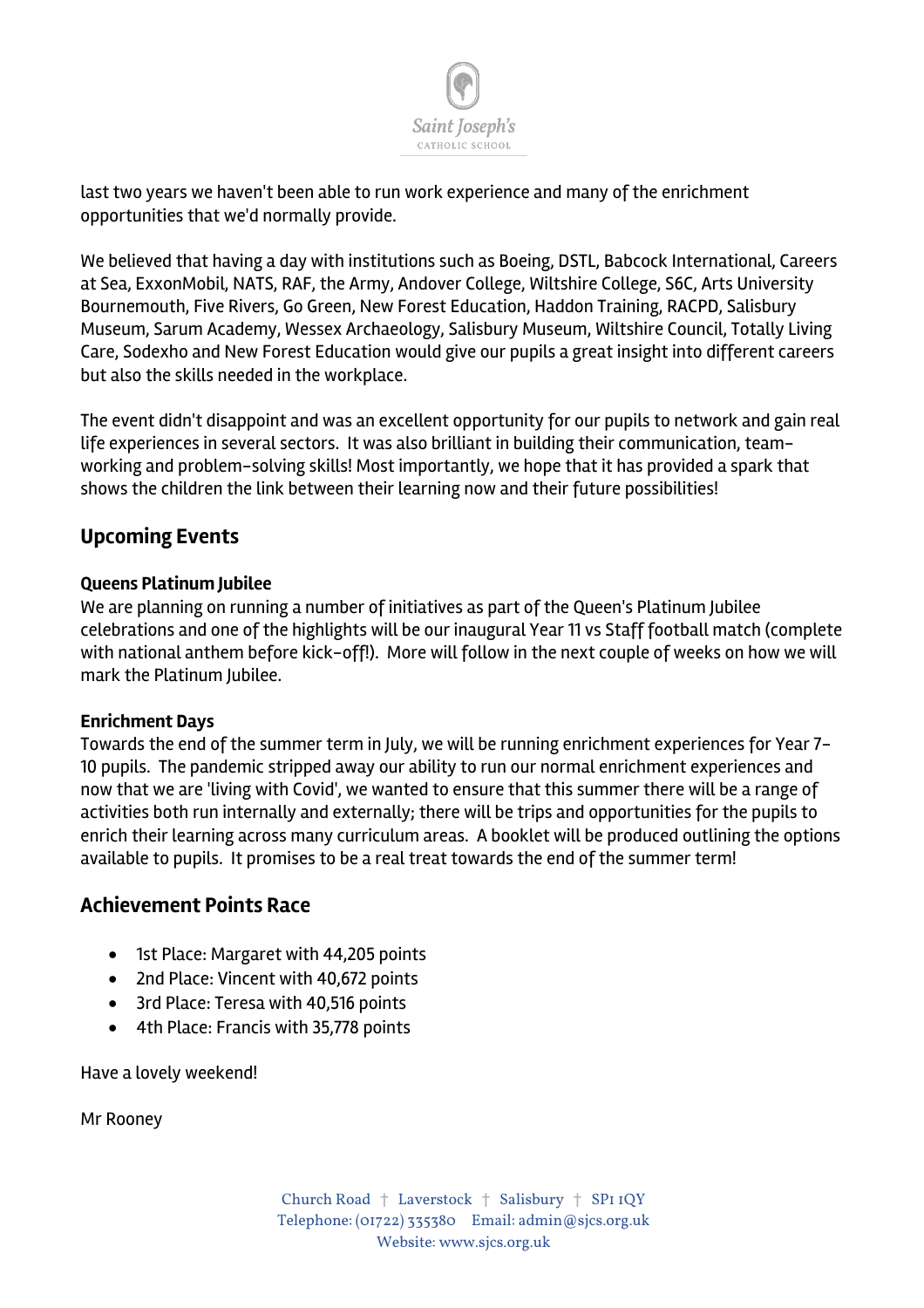last two years we haven't been able to run work experience and many of the enrichment opportunities that we'd normally provide.

We believed that having a day with institutions such as Boeing, DSTL, Babcock International, Careers at Sea, ExxonMobil, NATS, RAF, the Army, Andover College, Wiltshire College, S6C, Arts University Bournemouth, Five Rivers, Go Green, New Forest Education, Haddon Training, RACPD, Salisbury Museum, Sarum Academy, Wessex Archaeology, Salisbury Museum, Wiltshire Council, Totally Living Care, Sodexho and New Forest Education would give our pupils a great insight into different careers but also the skills needed in the workplace.

The event didn't disappoint and was an excellent opportunity for our pupils to network and gain real life experiences in several sectors. It was also brilliant in building their communication, team-working and problem-solving skills! Most importantly, we hope that it has provided a spark that shows the children the link between their learning now and their future possibilities!

## Upcoming Events

### Queens Platinum Jubilee

We are planning on running a number of initiatives as part of the Queen's Platinum Jubilee celebrations and one of the highlights will be our inaugural Year 11 vs Staff football match (complete with national anthem before kick-off!). More will follow in the next couple of weeks on how we will mark the Platinum Jubilee.

### Enrichment Days

Towards the end of the summer term in July, we will be running enrichment experiences for Year 7-10 pupils. The pandemic stripped away our ability to run our normal enrichment experiences and now that we are 'living with Covid', we wanted to ensure that this summer there will be a range of activities both run internally and externally; there will be trips and opportunities for the pupils to enrich their learning across many curriculum areas. A booklet will be produced outlining the options available to pupils. It promises to be a real treat towards the end of the summer term!

## Achievement Points Race

- 1st Place: Margaret with 44,205 points
- 2nd Place: Vincent with 40,672 points
- 3rd Place: Teresa with 40,516 points
- 4th Place: Francis with 35,778 points

Have a lovely weekend!

Mr Rooney

Church Road † Laverstock † Salisbury † SP1 1QY
Telephone: (01722) 335380 Email: admin@sjcs.org.uk
Website: www.sjcs.org.uk